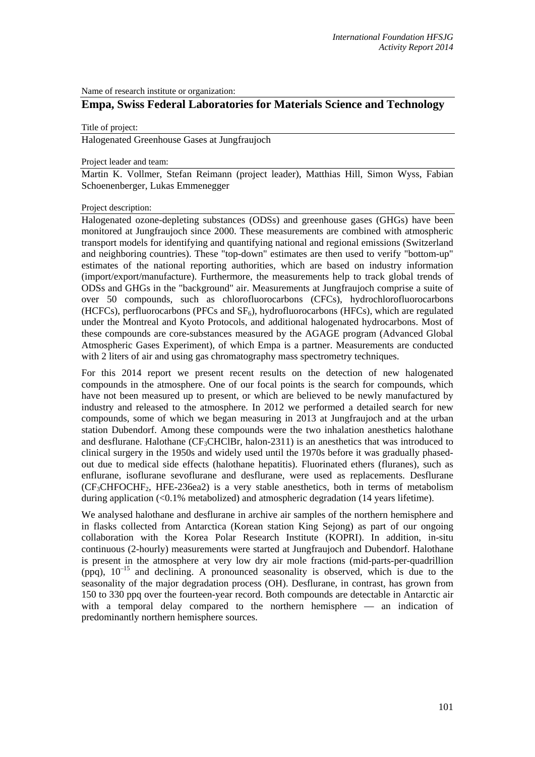Name of research institute or organization:

## Empa, Swiss Federal Laboratories for Materials Science and Technology

Title of project:

Halogenated Greenhouse Gases at Jungfraujoch

Project leader and team:

Martin K. Vollmer, Stefan Reimann (project leader), Matthias Hill, Simon Wyss, Fabian Schoenenberger, Lukas Emmenegger

Project description:

Halogenated ozone-depleting substances (ODSs) and greenhouse gases (GHGs) have been monitored at Jungfraujoch since 2000. These measurements are combined with atmospheric transport models for identifying and quantifying national and regional emissions (Switzerland and neighboring countries). These "top-down" estimates are then used to verify "bottom-up" estimates of the national reporting authorities, which are based on industry information (import/export/manufacture). Furthermore, the measurements help to track global trends of ODSs and GHGs in the "background" air. Measurements at Jungfraujoch comprise a suite of over 50 compounds, such as chlorofluorocarbons (CFCs), hydrochlorofluorocarbons (HCFCs), perfluorocarbons (PFCs and $SF_6$), hydrofluorocarbons (HFCs), which are regulated under the Montreal and Kyoto Protocols, and additional halogenated hydrocarbons. Most of these compounds are core-substances measured by the AGAGE program (Advanced Global Atmospheric Gases Experiment), of which Empa is a partner. Measurements are conducted with 2 liters of air and using gas chromatography mass spectrometry techniques.

For this 2014 report we present recent results on the detection of new halogenated compounds in the atmosphere. One of our focal points is the search for compounds, which have not been measured up to present, or which are believed to be newly manufactured by industry and released to the atmosphere. In 2012 we performed a detailed search for new compounds, some of which we began measuring in 2013 at Jungfraujoch and at the urban station Dubendorf. Among these compounds were the two inhalation anesthetics halothane and desflurane. Halothane ($CF_3CHClBr$, halon-2311) is an anesthetics that was introduced to clinical surgery in the 1950s and widely used until the 1970s before it was gradually phased-out due to medical side effects (halothane hepatitis). Fluorinated ethers (fluranes), such as enflurane, isoflurane sevoflurane and desflurane, were used as replacements. Desflurane ($CF_3CHFOCHF_2$, HFE-236ea2) is a very stable anesthetics, both in terms of metabolism during application (<0.1% metabolized) and atmospheric degradation (14 years lifetime).

We analysed halothane and desflurane in archive air samples of the northern hemisphere and in flasks collected from Antarctica (Korean station King Sejong) as part of our ongoing collaboration with the Korea Polar Research Institute (KOPRI). In addition, in-situ continuous (2-hourly) measurements were started at Jungfraujoch and Dubendorf. Halothane is present in the atmosphere at very low dry air mole fractions (mid-parts-per-quadrillion (ppq), $10^{-15}$ and declining. A pronounced seasonality is observed, which is due to the seasonality of the major degradation process (OH). Desflurane, in contrast, has grown from 150 to 330 ppq over the fourteen-year record. Both compounds are detectable in Antarctic air with a temporal delay compared to the northern hemisphere — an indication of predominantly northern hemisphere sources.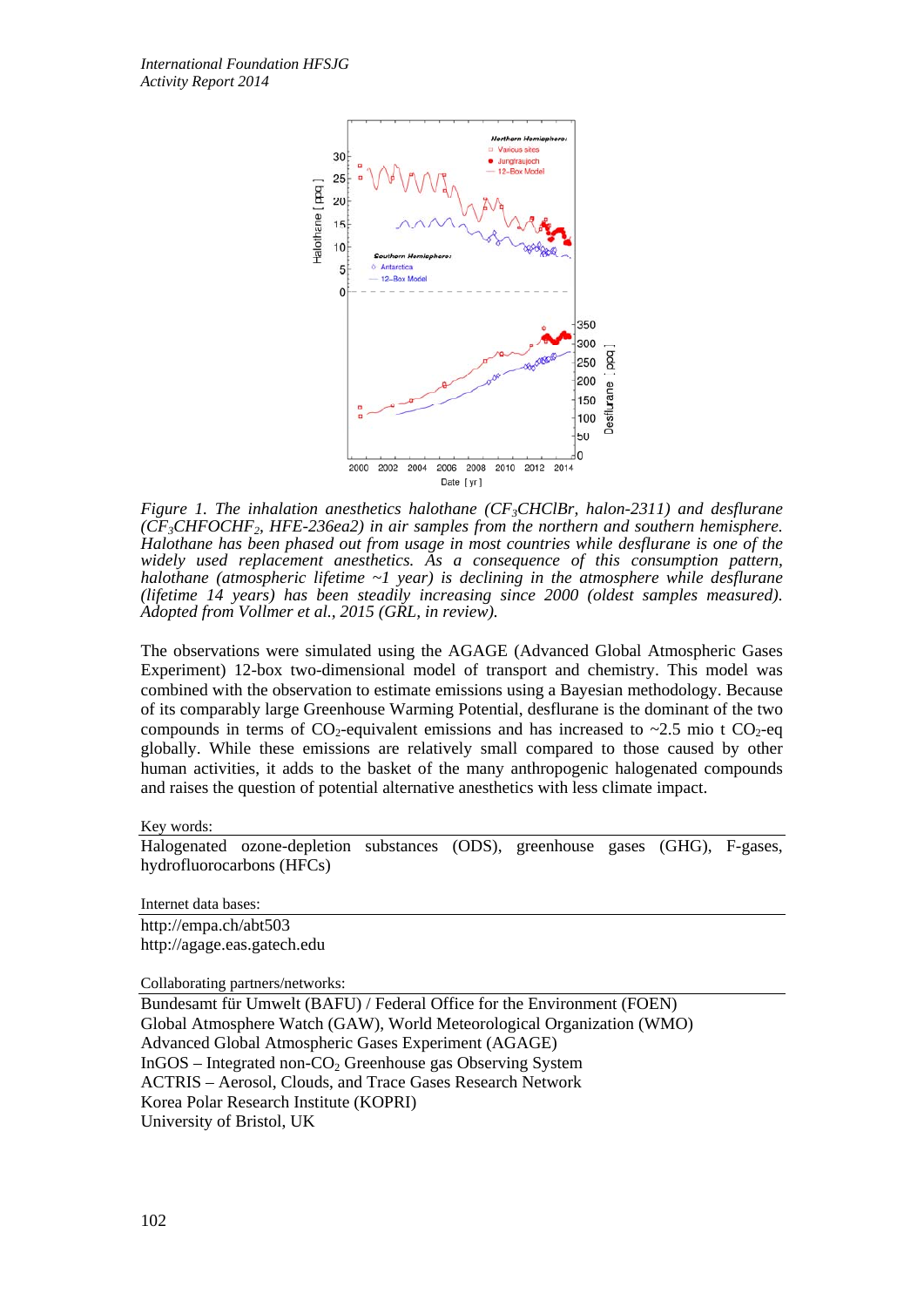*Figure 1. The inhalation anesthetics halothane ($CF_3CHClBr$, halon-2311) and desflurane ($CF_3CHFOCHF_2$, HFE-236ea2) in air samples from the northern and southern hemisphere. Halothane has been phased out from usage in most countries while desflurane is one of the widely used replacement anesthetics. As a consequence of this consumption pattern, halothane (atmospheric lifetime ~1 year) is declining in the atmosphere while desflurane (lifetime 14 years) has been steadily increasing since 2000 (oldest samples measured). Adopted from Vollmer et al., 2015 (GRL, in review).*

The observations were simulated using the AGAGE (Advanced Global Atmospheric Gases Experiment) 12-box two-dimensional model of transport and chemistry. This model was combined with the observation to estimate emissions using a Bayesian methodology. Because of its comparably large Greenhouse Warming Potential, desflurane is the dominant of the two compounds in terms of $CO_2$-equivalent emissions and has increased to ~2.5 mio t $CO_2$-eq globally. While these emissions are relatively small compared to those caused by other human activities, it adds to the basket of the many anthropogenic halogenated compounds and raises the question of potential alternative anesthetics with less climate impact.

Key words:

Halogenated ozone-depletion substances (ODS), greenhouse gases (GHG), F-gases, hydrofluorocarbons (HFCs)

Internet data bases:

http://empa.ch/abt503
http://agage.eas.gatech.edu

Collaborating partners/networks:

Bundesamt für Umwelt (BAFU) / Federal Office for the Environment (FOEN)
Global Atmosphere Watch (GAW), World Meteorological Organization (WMO)
Advanced Global Atmospheric Gases Experiment (AGAGE)
InGOS – Integrated non-$CO_2$ Greenhouse gas Observing System
ACTRIS – Aerosol, Clouds, and Trace Gases Research Network
Korea Polar Research Institute (KOPRI)
University of Bristol, UK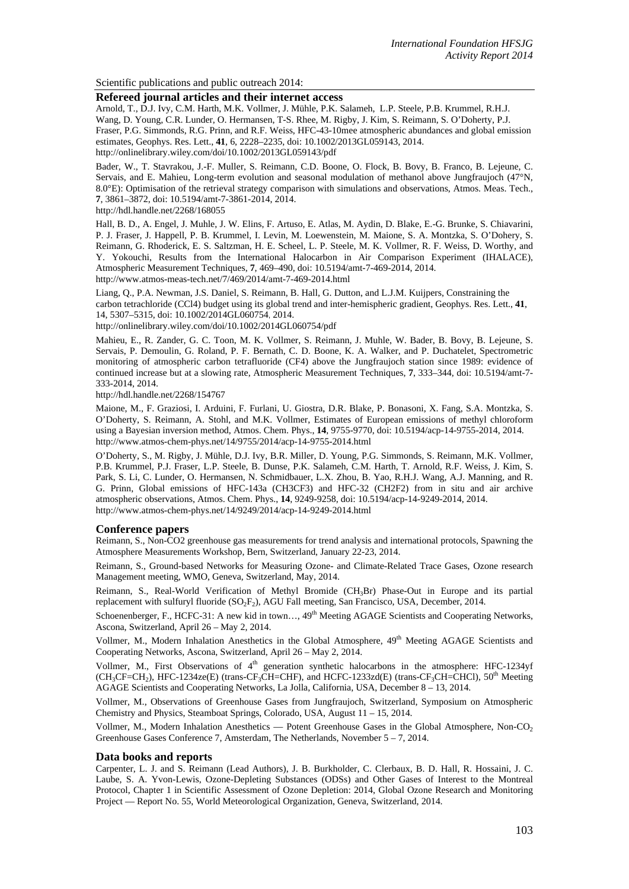Scientific publications and public outreach 2014:

## Refereed journal articles and their internet access

Arnold, T., D.J. Ivy, C.M. Harth, M.K. Vollmer, J. Mühle, P.K. Salameh, L.P. Steele, P.B. Krummel, R.H.J. Wang, D. Young, C.R. Lunder, O. Hermansen, T-S. Rhee, M. Rigby, J. Kim, S. Reimann, S. O'Doherty, P.J. Fraser, P.G. Simmonds, R.G. Prinn, and R.F. Weiss, HFC-43-10mee atmospheric abundances and global emission estimates, Geophys. Res. Lett., **41**, 6, 2228–2235, doi: 10.1002/2013GL059143, 2014.
http://onlinelibrary.wiley.com/doi/10.1002/2013GL059143/pdf

Bader, W., T. Stavrakou, J.-F. Muller, S. Reimann, C.D. Boone, O. Flock, B. Bovy, B. Franco, B. Lejeune, C. Servais, and E. Mahieu, Long-term evolution and seasonal modulation of methanol above Jungfraujoch (47°N, 8.0°E): Optimisation of the retrieval strategy comparison with simulations and observations, Atmos. Meas. Tech., **7**, 3861–3872, doi: 10.5194/amt-7-3861-2014, 2014.
http://hdl.handle.net/2268/168055

Hall, B. D., A. Engel, J. Muhle, J. W. Elins, F. Artuso, E. Atlas, M. Aydin, D. Blake, E.-G. Brunke, S. Chiavarini, P. J. Fraser, J. Happell, P. B. Krummel, I. Levin, M. Loewenstein, M. Maione, S. A. Montzka, S. O'Doherty, S. Reimann, G. Rhoderick, E. S. Saltzman, H. E. Scheel, L. P. Steele, M. K. Vollmer, R. F. Weiss, D. Worthy, and Y. Yokouchi, Results from the International Halocarbon in Air Comparison Experiment (IHALACE), Atmospheric Measurement Techniques, **7**, 469–490, doi: 10.5194/amt-7-469-2014, 2014.
http://www.atmos-meas-tech.net/7/469/2014/amt-7-469-2014.html

Liang, Q., P.A. Newman, J.S. Daniel, S. Reimann, B. Hall, G. Dutton, and L.J.M. Kuijpers, Constraining the carbon tetrachloride (CCl4) budget using its global trend and inter-hemispheric gradient, Geophys. Res. Lett., **41**, 14, 5307–5315, doi: 10.1002/2014GL060754, 2014.
http://onlinelibrary.wiley.com/doi/10.1002/2014GL060754/pdf

Mahieu, E., R. Zander, G. C. Toon, M. K. Vollmer, S. Reimann, J. Muhle, W. Bader, B. Bovy, B. Lejeune, S. Servais, P. Demoulin, G. Roland, P. F. Bernath, C. D. Boone, K. A. Walker, and P. Duchatelet, Spectrometric monitoring of atmospheric carbon tetrafluoride (CF4) above the Jungfraujoch station since 1989: evidence of continued increase but at a slowing rate, Atmospheric Measurement Techniques, **7**, 333–344, doi: 10.5194/amt-7-333-2014, 2014.
http://hdl.handle.net/2268/154767

Maione, M., F. Graziosi, I. Arduini, F. Furlani, U. Giostra, D.R. Blake, P. Bonasoni, X. Fang, S.A. Montzka, S. O'Doherty, S. Reimann, A. Stohl, and M.K. Vollmer, Estimates of European emissions of methyl chloroform using a Bayesian inversion method, Atmos. Chem. Phys., **14**, 9755-9770, doi: 10.5194/acp-14-9755-2014, 2014.
http://www.atmos-chem-phys.net/14/9755/2014/acp-14-9755-2014.html

O'Doherty, S., M. Rigby, J. Mühle, D.J. Ivy, B.R. Miller, D. Young, P.G. Simmonds, S. Reimann, M.K. Vollmer, P.B. Krummel, P.J. Fraser, L.P. Steele, B. Dunse, P.K. Salameh, C.M. Harth, T. Arnold, R.F. Weiss, J. Kim, S. Park, S. Li, C. Lunder, O. Hermansen, N. Schmidbauer, L.X. Zhou, B. Yao, R.H.J. Wang, A.J. Manning, and R. G. Prinn, Global emissions of HFC-143a (CH3CF3) and HFC-32 (CH2F2) from in situ and air archive atmospheric observations, Atmos. Chem. Phys., **14**, 9249-9258, doi: 10.5194/acp-14-9249-2014, 2014.
http://www.atmos-chem-phys.net/14/9249/2014/acp-14-9249-2014.html

## Conference papers

Reimann, S., Non-CO2 greenhouse gas measurements for trend analysis and international protocols, Spawning the Atmosphere Measurements Workshop, Bern, Switzerland, January 22-23, 2014.

Reimann, S., Ground-based Networks for Measuring Ozone- and Climate-Related Trace Gases, Ozone research Management meeting, WMO, Geneva, Switzerland, May, 2014.

Reimann, S., Real-World Verification of Methyl Bromide ($CH_3Br$) Phase-Out in Europe and its partial replacement with sulfuryl fluoride ($SO_2F_2$), AGU Fall meeting, San Francisco, USA, December, 2014.

Schoenenberger, F., HCFC-31: A new kid in town…, 49th Meeting AGAGE Scientists and Cooperating Networks, Ascona, Switzerland, April 26 – May 2, 2014.

Vollmer, M., Modern Inhalation Anesthetics in the Global Atmosphere, 49th Meeting AGAGE Scientists and Cooperating Networks, Ascona, Switzerland, April 26 – May 2, 2014.

Vollmer, M., First Observations of 4th generation synthetic halocarbons in the atmosphere: HFC-1234yf ($CH_3CF{=}CH_2$), HFC-1234ze(E) (trans-$CF_3CH{=}CHF$), and HCFC-1233zd(E) (trans-$CF_3CH{=}CHCl$), 50th Meeting AGAGE Scientists and Cooperating Networks, La Jolla, California, USA, December 8 – 13, 2014.

Vollmer, M., Observations of Greenhouse Gases from Jungfraujoch, Switzerland, Symposium on Atmospheric Chemistry and Physics, Steamboat Springs, Colorado, USA, August 11 – 15, 2014.

Vollmer, M., Modern Inhalation Anesthetics — Potent Greenhouse Gases in the Global Atmosphere, Non-$CO_2$ Greenhouse Gases Conference 7, Amsterdam, The Netherlands, November 5 – 7, 2014.

## Data books and reports

Carpenter, L. J. and S. Reimann (Lead Authors), J. B. Burkholder, C. Clerbaux, B. D. Hall, R. Hossaini, J. C. Laube, S. A. Yvon-Lewis, Ozone-Depleting Substances (ODSs) and Other Gases of Interest to the Montreal Protocol, Chapter 1 in Scientific Assessment of Ozone Depletion: 2014, Global Ozone Research and Monitoring Project — Report No. 55, World Meteorological Organization, Geneva, Switzerland, 2014.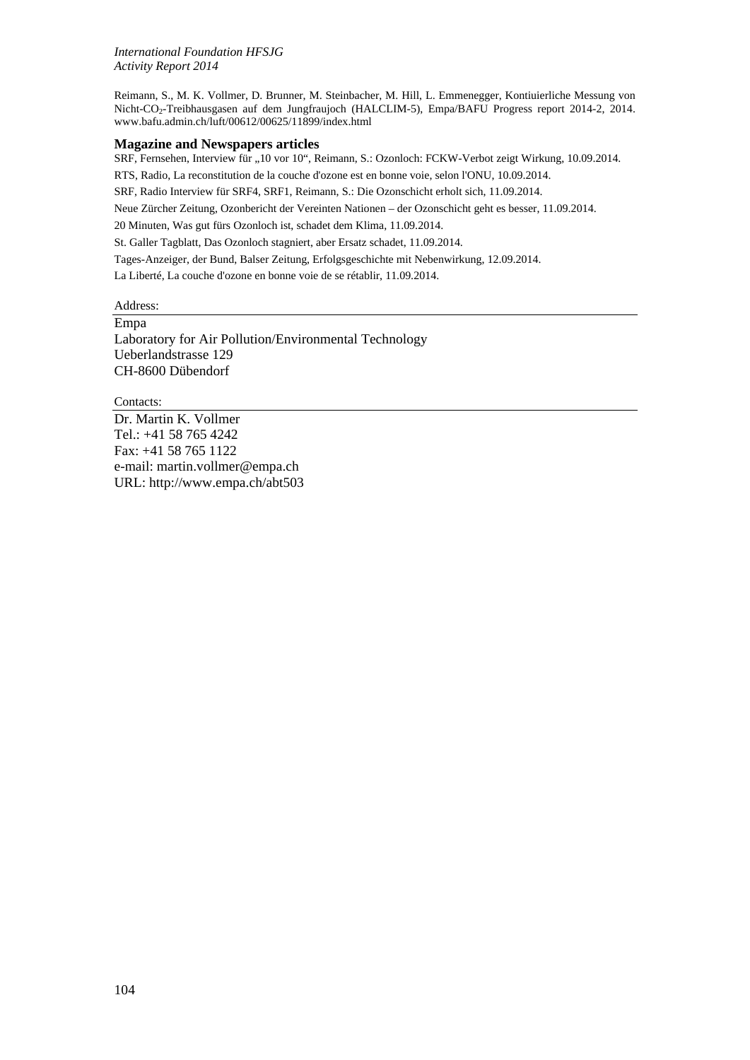Reimann, S., M. K. Vollmer, D. Brunner, M. Steinbacher, M. Hill, L. Emmenegger, Kontiuierliche Messung von Nicht-$CO_2$-Treibhausgasen auf dem Jungfraujoch (HALCLIM-5), Empa/BAFU Progress report 2014-2, 2014. www.bafu.admin.ch/luft/00612/00625/11899/index.html

### Magazine and Newspapers articles

SRF, Fernsehen, Interview für „10 vor 10", Reimann, S.: Ozonloch: FCKW-Verbot zeigt Wirkung, 10.09.2014.

RTS, Radio, La reconstitution de la couche d'ozone est en bonne voie, selon l'ONU, 10.09.2014.

SRF, Radio Interview für SRF4, SRF1, Reimann, S.: Die Ozonschicht erholt sich, 11.09.2014.

Neue Zürcher Zeitung, Ozonbericht der Vereinten Nationen – der Ozonschicht geht es besser, 11.09.2014.

20 Minuten, Was gut fürs Ozonloch ist, schadet dem Klima, 11.09.2014.

St. Galler Tagblatt, Das Ozonloch stagniert, aber Ersatz schadet, 11.09.2014.

Tages-Anzeiger, der Bund, Balser Zeitung, Erfolgsgeschichte mit Nebenwirkung, 12.09.2014.

La Liberté, La couche d'ozone en bonne voie de se rétablir, 11.09.2014.

Address:

Empa
Laboratory for Air Pollution/Environmental Technology
Ueberlandstrasse 129
CH-8600 Dübendorf

Contacts:

Dr. Martin K. Vollmer
Tel.: +41 58 765 4242
Fax: +41 58 765 1122
e-mail: martin.vollmer@empa.ch
URL: http://www.empa.ch/abt503